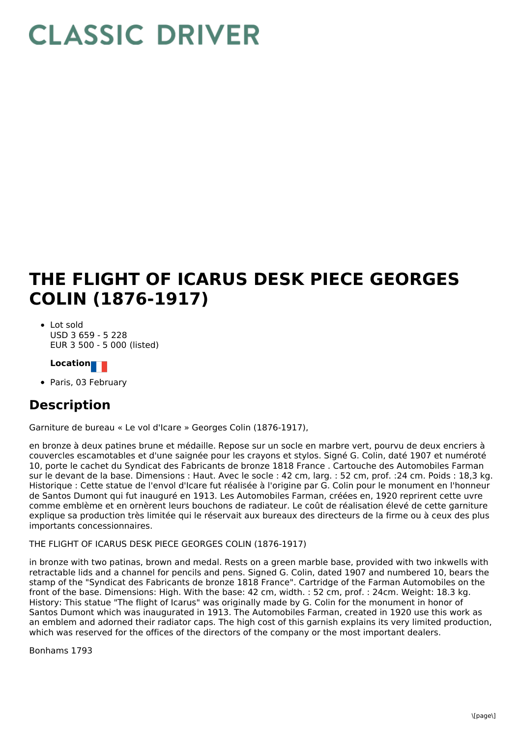# CLASSIC DRIVER

# THE FLIGHT OF ICARUS DESK PIECE GEORGES COLIN (1876-1917)

- Lot sold
  USD 3 659 - 5 228
  EUR 3 500 - 5 000 (listed)

**Location**

- Paris, 03 February

## Description

Garniture de bureau « Le vol d'Icare » Georges Colin (1876-1917),

en bronze à deux patines brune et médaille. Repose sur un socle en marbre vert, pourvu de deux encriers à couvercles escamotables et d'une saignée pour les crayons et stylos. Signé G. Colin, daté 1907 et numéroté 10, porte le cachet du Syndicat des Fabricants de bronze 1818 France . Cartouche des Automobiles Farman sur le devant de la base. Dimensions : Haut. Avec le socle : 42 cm, larg. : 52 cm, prof. :24 cm. Poids : 18,3 kg. Historique : Cette statue de l'envol d'Icare fut réalisée à l'origine par G. Colin pour le monument en l'honneur de Santos Dumont qui fut inauguré en 1913. Les Automobiles Farman, créées en, 1920 reprirent cette uvre comme emblème et en ornèrent leurs bouchons de radiateur. Le coût de réalisation élevé de cette garniture explique sa production très limitée qui le réservait aux bureaux des directeurs de la firme ou à ceux des plus importants concessionnaires.

THE FLIGHT OF ICARUS DESK PIECE GEORGES COLIN (1876-1917)

in bronze with two patinas, brown and medal. Rests on a green marble base, provided with two inkwells with retractable lids and a channel for pencils and pens. Signed G. Colin, dated 1907 and numbered 10, bears the stamp of the "Syndicat des Fabricants de bronze 1818 France". Cartridge of the Farman Automobiles on the front of the base. Dimensions: High. With the base: 42 cm, width. : 52 cm, prof. : 24cm. Weight: 18.3 kg. History: This statue "The flight of Icarus" was originally made by G. Colin for the monument in honor of Santos Dumont which was inaugurated in 1913. The Automobiles Farman, created in 1920 use this work as an emblem and adorned their radiator caps. The high cost of this garnish explains its very limited production, which was reserved for the offices of the directors of the company or the most important dealers.

Bonhams 1793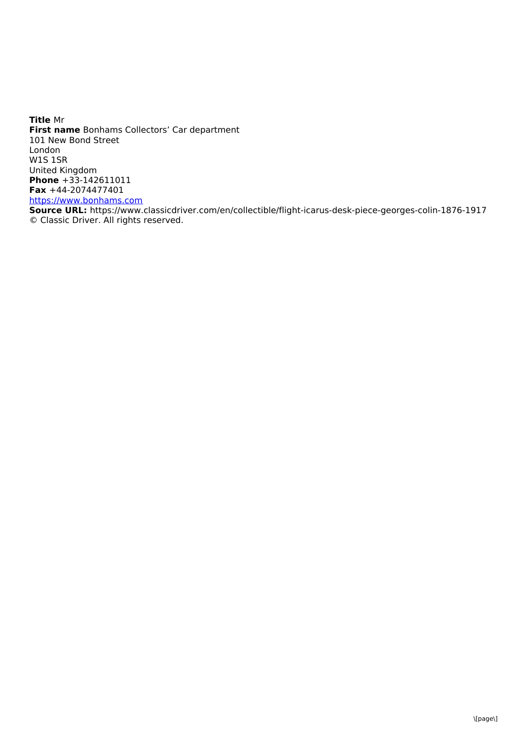**Title** Mr
**First name** Bonhams Collectors' Car department
101 New Bond Street
London
W1S 1SR
United Kingdom
**Phone** +33-142611011
**Fax** +44-2074477401
https://www.bonhams.com
**Source URL:** https://www.classicdriver.com/en/collectible/flight-icarus-desk-piece-georges-colin-1876-1917
© Classic Driver. All rights reserved.